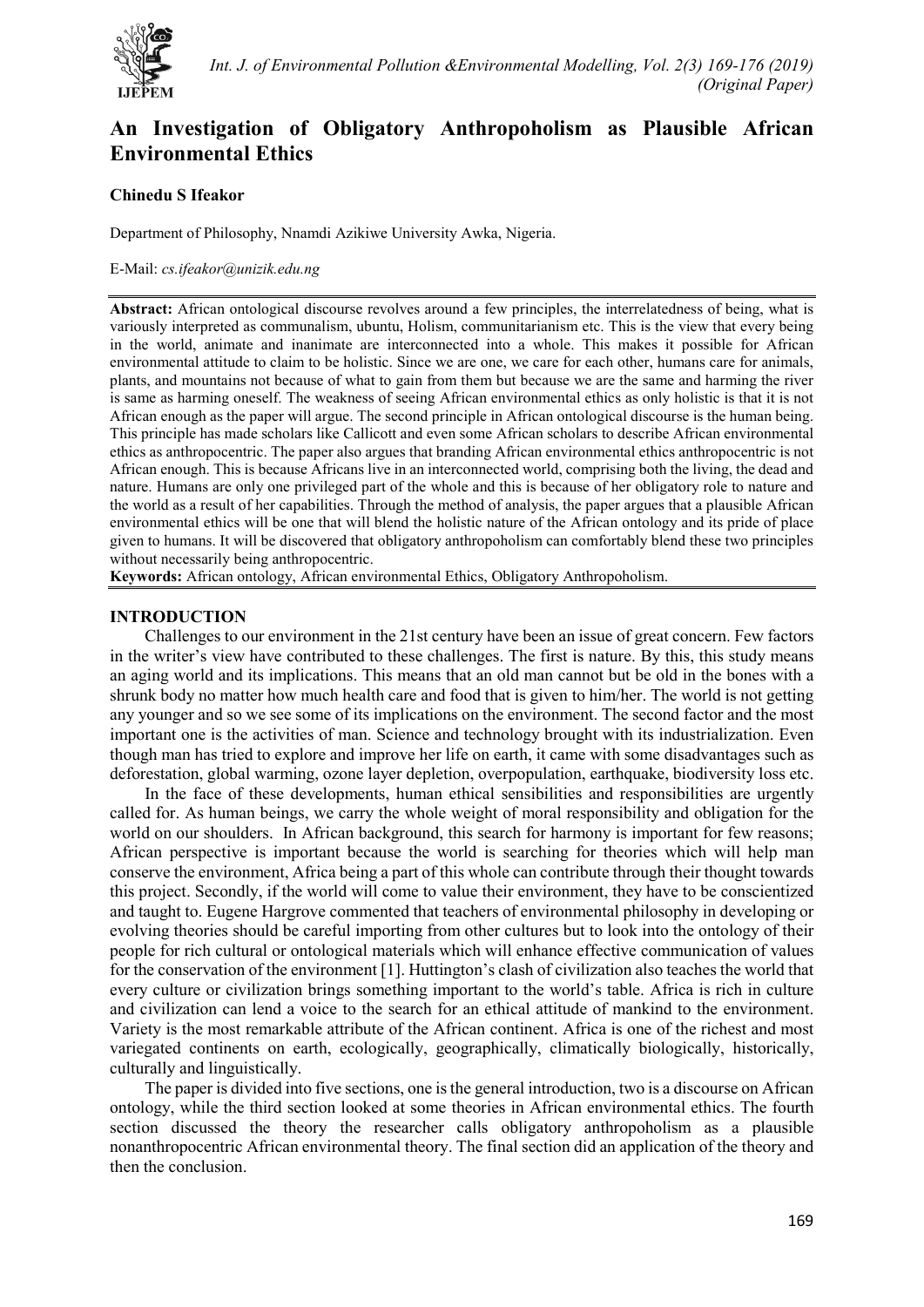# An Investigation of Obligatory Anthropoholism as Plausible African Environmental Ethics

**Chinedu S Ifeakor**

Department of Philosophy, Nnamdi Azikiwe University Awka, Nigeria.

E-Mail: *cs.ifeakor@unizik.edu.ng*

**Abstract:** African ontological discourse revolves around a few principles, the interrelatedness of being, what is variously interpreted as communalism, ubuntu, Holism, communitarianism etc. This is the view that every being in the world, animate and inanimate are interconnected into a whole. This makes it possible for African environmental attitude to claim to be holistic. Since we are one, we care for each other, humans care for animals, plants, and mountains not because of what to gain from them but because we are the same and harming the river is same as harming oneself. The weakness of seeing African environmental ethics as only holistic is that it is not African enough as the paper will argue. The second principle in African ontological discourse is the human being. This principle has made scholars like Callicott and even some African scholars to describe African environmental ethics as anthropocentric. The paper also argues that branding African environmental ethics anthropocentric is not African enough. This is because Africans live in an interconnected world, comprising both the living, the dead and nature. Humans are only one privileged part of the whole and this is because of her obligatory role to nature and the world as a result of her capabilities. Through the method of analysis, the paper argues that a plausible African environmental ethics will be one that will blend the holistic nature of the African ontology and its pride of place given to humans. It will be discovered that obligatory anthropoholism can comfortably blend these two principles without necessarily being anthropocentric.

**Keywords:** African ontology, African environmental Ethics, Obligatory Anthropoholism.

## INTRODUCTION

Challenges to our environment in the 21st century have been an issue of great concern. Few factors in the writer's view have contributed to these challenges. The first is nature. By this, this study means an aging world and its implications. This means that an old man cannot but be old in the bones with a shrunk body no matter how much health care and food that is given to him/her. The world is not getting any younger and so we see some of its implications on the environment. The second factor and the most important one is the activities of man. Science and technology brought with its industrialization. Even though man has tried to explore and improve her life on earth, it came with some disadvantages such as deforestation, global warming, ozone layer depletion, overpopulation, earthquake, biodiversity loss etc.

In the face of these developments, human ethical sensibilities and responsibilities are urgently called for. As human beings, we carry the whole weight of moral responsibility and obligation for the world on our shoulders. In African background, this search for harmony is important for few reasons; African perspective is important because the world is searching for theories which will help man conserve the environment, Africa being a part of this whole can contribute through their thought towards this project. Secondly, if the world will come to value their environment, they have to be conscientized and taught to. Eugene Hargrove commented that teachers of environmental philosophy in developing or evolving theories should be careful importing from other cultures but to look into the ontology of their people for rich cultural or ontological materials which will enhance effective communication of values for the conservation of the environment [1]. Huttington's clash of civilization also teaches the world that every culture or civilization brings something important to the world's table. Africa is rich in culture and civilization can lend a voice to the search for an ethical attitude of mankind to the environment. Variety is the most remarkable attribute of the African continent. Africa is one of the richest and most variegated continents on earth, ecologically, geographically, climatically biologically, historically, culturally and linguistically.

The paper is divided into five sections, one is the general introduction, two is a discourse on African ontology, while the third section looked at some theories in African environmental ethics. The fourth section discussed the theory the researcher calls obligatory anthropoholism as a plausible nonanthropocentric African environmental theory. The final section did an application of the theory and then the conclusion.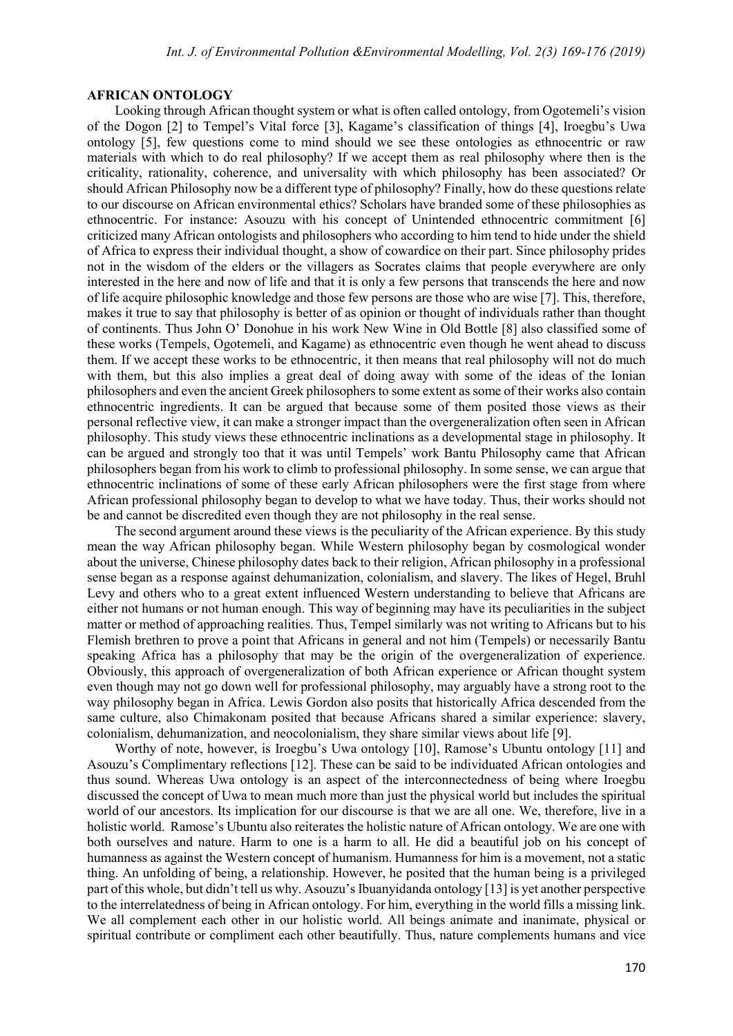## AFRICAN ONTOLOGY

Looking through African thought system or what is often called ontology, from Ogotemeli's vision of the Dogon [2] to Tempel's Vital force [3], Kagame's classification of things [4], Iroegbu's Uwa ontology [5], few questions come to mind should we see these ontologies as ethnocentric or raw materials with which to do real philosophy? If we accept them as real philosophy where then is the criticality, rationality, coherence, and universality with which philosophy has been associated? Or should African Philosophy now be a different type of philosophy? Finally, how do these questions relate to our discourse on African environmental ethics? Scholars have branded some of these philosophies as ethnocentric. For instance: Asouzu with his concept of Unintended ethnocentric commitment [6] criticized many African ontologists and philosophers who according to him tend to hide under the shield of Africa to express their individual thought, a show of cowardice on their part. Since philosophy prides not in the wisdom of the elders or the villagers as Socrates claims that people everywhere are only interested in the here and now of life and that it is only a few persons that transcends the here and now of life acquire philosophic knowledge and those few persons are those who are wise [7]. This, therefore, makes it true to say that philosophy is better of as opinion or thought of individuals rather than thought of continents. Thus John O' Donohue in his work New Wine in Old Bottle [8] also classified some of these works (Tempels, Ogotemeli, and Kagame) as ethnocentric even though he went ahead to discuss them. If we accept these works to be ethnocentric, it then means that real philosophy will not do much with them, but this also implies a great deal of doing away with some of the ideas of the Ionian philosophers and even the ancient Greek philosophers to some extent as some of their works also contain ethnocentric ingredients. It can be argued that because some of them posited those views as their personal reflective view, it can make a stronger impact than the overgeneralization often seen in African philosophy. This study views these ethnocentric inclinations as a developmental stage in philosophy. It can be argued and strongly too that it was until Tempels' work Bantu Philosophy came that African philosophers began from his work to climb to professional philosophy. In some sense, we can argue that ethnocentric inclinations of some of these early African philosophers were the first stage from where African professional philosophy began to develop to what we have today. Thus, their works should not be and cannot be discredited even though they are not philosophy in the real sense.

The second argument around these views is the peculiarity of the African experience. By this study mean the way African philosophy began. While Western philosophy began by cosmological wonder about the universe, Chinese philosophy dates back to their religion, African philosophy in a professional sense began as a response against dehumanization, colonialism, and slavery. The likes of Hegel, Bruhl Levy and others who to a great extent influenced Western understanding to believe that Africans are either not humans or not human enough. This way of beginning may have its peculiarities in the subject matter or method of approaching realities. Thus, Tempel similarly was not writing to Africans but to his Flemish brethren to prove a point that Africans in general and not him (Tempels) or necessarily Bantu speaking Africa has a philosophy that may be the origin of the overgeneralization of experience. Obviously, this approach of overgeneralization of both African experience or African thought system even though may not go down well for professional philosophy, may arguably have a strong root to the way philosophy began in Africa. Lewis Gordon also posits that historically Africa descended from the same culture, also Chimakonam posited that because Africans shared a similar experience: slavery, colonialism, dehumanization, and neocolonialism, they share similar views about life [9].

Worthy of note, however, is Iroegbu's Uwa ontology [10], Ramose's Ubuntu ontology [11] and Asouzu's Complimentary reflections [12]. These can be said to be individuated African ontologies and thus sound. Whereas Uwa ontology is an aspect of the interconnectedness of being where Iroegbu discussed the concept of Uwa to mean much more than just the physical world but includes the spiritual world of our ancestors. Its implication for our discourse is that we are all one. We, therefore, live in a holistic world. Ramose's Ubuntu also reiterates the holistic nature of African ontology. We are one with both ourselves and nature. Harm to one is a harm to all. He did a beautiful job on his concept of humanness as against the Western concept of humanism. Humanness for him is a movement, not a static thing. An unfolding of being, a relationship. However, he posited that the human being is a privileged part of this whole, but didn't tell us why. Asouzu's Ibuanyidanda ontology [13] is yet another perspective to the interrelatedness of being in African ontology. For him, everything in the world fills a missing link. We all complement each other in our holistic world. All beings animate and inanimate, physical or spiritual contribute or compliment each other beautifully. Thus, nature complements humans and vice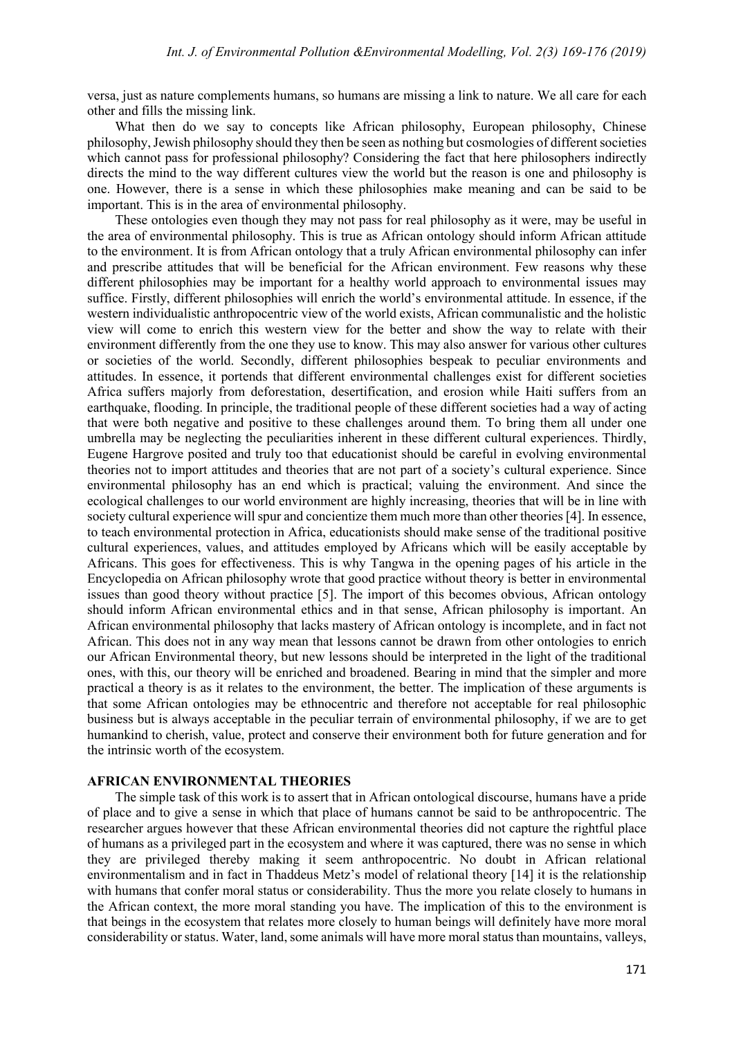versa, just as nature complements humans, so humans are missing a link to nature. We all care for each other and fills the missing link.

What then do we say to concepts like African philosophy, European philosophy, Chinese philosophy, Jewish philosophy should they then be seen as nothing but cosmologies of different societies which cannot pass for professional philosophy? Considering the fact that here philosophers indirectly directs the mind to the way different cultures view the world but the reason is one and philosophy is one. However, there is a sense in which these philosophies make meaning and can be said to be important. This is in the area of environmental philosophy.

These ontologies even though they may not pass for real philosophy as it were, may be useful in the area of environmental philosophy. This is true as African ontology should inform African attitude to the environment. It is from African ontology that a truly African environmental philosophy can infer and prescribe attitudes that will be beneficial for the African environment. Few reasons why these different philosophies may be important for a healthy world approach to environmental issues may suffice. Firstly, different philosophies will enrich the world's environmental attitude. In essence, if the western individualistic anthropocentric view of the world exists, African communalistic and the holistic view will come to enrich this western view for the better and show the way to relate with their environment differently from the one they use to know. This may also answer for various other cultures or societies of the world. Secondly, different philosophies bespeak to peculiar environments and attitudes. In essence, it portends that different environmental challenges exist for different societies Africa suffers majorly from deforestation, desertification, and erosion while Haiti suffers from an earthquake, flooding. In principle, the traditional people of these different societies had a way of acting that were both negative and positive to these challenges around them. To bring them all under one umbrella may be neglecting the peculiarities inherent in these different cultural experiences. Thirdly, Eugene Hargrove posited and truly too that educationist should be careful in evolving environmental theories not to import attitudes and theories that are not part of a society's cultural experience. Since environmental philosophy has an end which is practical; valuing the environment. And since the ecological challenges to our world environment are highly increasing, theories that will be in line with society cultural experience will spur and concientize them much more than other theories [4]. In essence, to teach environmental protection in Africa, educationists should make sense of the traditional positive cultural experiences, values, and attitudes employed by Africans which will be easily acceptable by Africans. This goes for effectiveness. This is why Tangwa in the opening pages of his article in the Encyclopedia on African philosophy wrote that good practice without theory is better in environmental issues than good theory without practice [5]. The import of this becomes obvious, African ontology should inform African environmental ethics and in that sense, African philosophy is important. An African environmental philosophy that lacks mastery of African ontology is incomplete, and in fact not African. This does not in any way mean that lessons cannot be drawn from other ontologies to enrich our African Environmental theory, but new lessons should be interpreted in the light of the traditional ones, with this, our theory will be enriched and broadened. Bearing in mind that the simpler and more practical a theory is as it relates to the environment, the better. The implication of these arguments is that some African ontologies may be ethnocentric and therefore not acceptable for real philosophic business but is always acceptable in the peculiar terrain of environmental philosophy, if we are to get humankind to cherish, value, protect and conserve their environment both for future generation and for the intrinsic worth of the ecosystem.

## AFRICAN ENVIRONMENTAL THEORIES

The simple task of this work is to assert that in African ontological discourse, humans have a pride of place and to give a sense in which that place of humans cannot be said to be anthropocentric. The researcher argues however that these African environmental theories did not capture the rightful place of humans as a privileged part in the ecosystem and where it was captured, there was no sense in which they are privileged thereby making it seem anthropocentric. No doubt in African relational environmentalism and in fact in Thaddeus Metz's model of relational theory [14] it is the relationship with humans that confer moral status or considerability. Thus the more you relate closely to humans in the African context, the more moral standing you have. The implication of this to the environment is that beings in the ecosystem that relates more closely to human beings will definitely have more moral considerability or status. Water, land, some animals will have more moral status than mountains, valleys,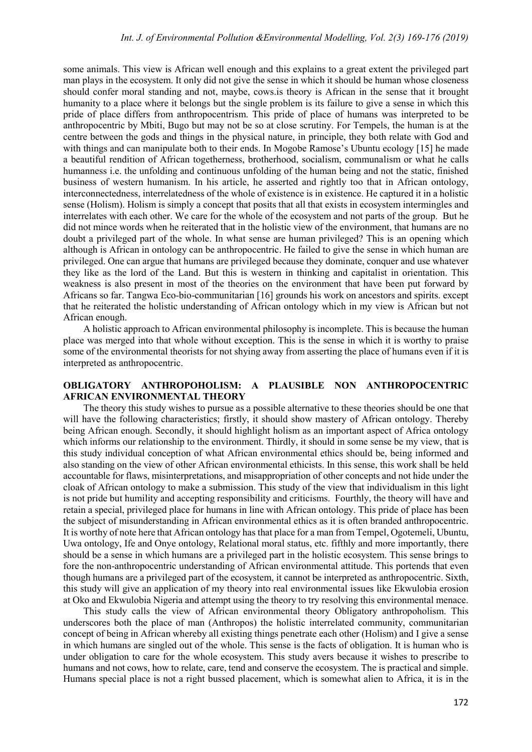some animals. This view is African well enough and this explains to a great extent the privileged part man plays in the ecosystem. It only did not give the sense in which it should be human whose closeness should confer moral standing and not, maybe, cows.is theory is African in the sense that it brought humanity to a place where it belongs but the single problem is its failure to give a sense in which this pride of place differs from anthropocentrism. This pride of place of humans was interpreted to be anthropocentric by Mbiti, Bugo but may not be so at close scrutiny. For Tempels, the human is at the centre between the gods and things in the physical nature, in principle, they both relate with God and with things and can manipulate both to their ends. In Mogobe Ramose's Ubuntu ecology [15] he made a beautiful rendition of African togetherness, brotherhood, socialism, communalism or what he calls humanness i.e. the unfolding and continuous unfolding of the human being and not the static, finished business of western humanism. In his article, he asserted and rightly too that in African ontology, interconnectedness, interrelatedness of the whole of existence is in existence. He captured it in a holistic sense (Holism). Holism is simply a concept that posits that all that exists in ecosystem intermingles and interrelates with each other. We care for the whole of the ecosystem and not parts of the group. But he did not mince words when he reiterated that in the holistic view of the environment, that humans are no doubt a privileged part of the whole. In what sense are human privileged? This is an opening which although is African in ontology can be anthropocentric. He failed to give the sense in which human are privileged. One can argue that humans are privileged because they dominate, conquer and use whatever they like as the lord of the Land. But this is western in thinking and capitalist in orientation. This weakness is also present in most of the theories on the environment that have been put forward by Africans so far. Tangwa Eco-bio-communitarian [16] grounds his work on ancestors and spirits. except that he reiterated the holistic understanding of African ontology which in my view is African but not African enough.

A holistic approach to African environmental philosophy is incomplete. This is because the human place was merged into that whole without exception. This is the sense in which it is worthy to praise some of the environmental theorists for not shying away from asserting the place of humans even if it is interpreted as anthropocentric.

## OBLIGATORY ANTHROPOHOLISM: A PLAUSIBLE NON ANTHROPOCENTRIC AFRICAN ENVIRONMENTAL THEORY

The theory this study wishes to pursue as a possible alternative to these theories should be one that will have the following characteristics; firstly, it should show mastery of African ontology. Thereby being African enough. Secondly, it should highlight holism as an important aspect of Africa ontology which informs our relationship to the environment. Thirdly, it should in some sense be my view, that is this study individual conception of what African environmental ethics should be, being informed and also standing on the view of other African environmental ethicists. In this sense, this work shall be held accountable for flaws, misinterpretations, and misappropriation of other concepts and not hide under the cloak of African ontology to make a submission. This study of the view that individualism in this light is not pride but humility and accepting responsibility and criticisms. Fourthly, the theory will have and retain a special, privileged place for humans in line with African ontology. This pride of place has been the subject of misunderstanding in African environmental ethics as it is often branded anthropocentric. It is worthy of note here that African ontology has that place for a man from Tempel, Ogotemeli, Ubuntu, Uwa ontology, Ife and Onye ontology, Relational moral status, etc. fifthly and more importantly, there should be a sense in which humans are a privileged part in the holistic ecosystem. This sense brings to fore the non-anthropocentric understanding of African environmental attitude. This portends that even though humans are a privileged part of the ecosystem, it cannot be interpreted as anthropocentric. Sixth, this study will give an application of my theory into real environmental issues like Ekwulobia erosion at Oko and Ekwulobia Nigeria and attempt using the theory to try resolving this environmental menace.

This study calls the view of African environmental theory Obligatory anthropoholism. This underscores both the place of man (Anthropos) the holistic interrelated community, communitarian concept of being in African whereby all existing things penetrate each other (Holism) and I give a sense in which humans are singled out of the whole. This sense is the facts of obligation. It is human who is under obligation to care for the whole ecosystem. This study avers because it wishes to prescribe to humans and not cows, how to relate, care, tend and conserve the ecosystem. The is practical and simple. Humans special place is not a right bussed placement, which is somewhat alien to Africa, it is in the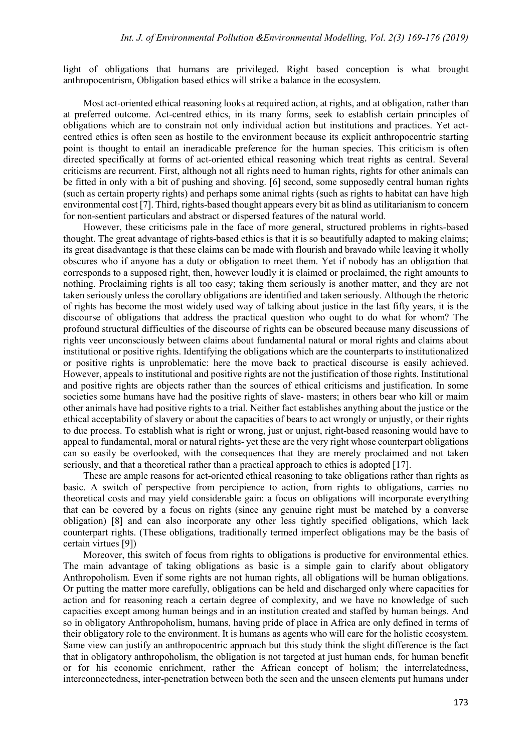light of obligations that humans are privileged. Right based conception is what brought anthropocentrism, Obligation based ethics will strike a balance in the ecosystem.

Most act-oriented ethical reasoning looks at required action, at rights, and at obligation, rather than at preferred outcome. Act-centred ethics, in its many forms, seek to establish certain principles of obligations which are to constrain not only individual action but institutions and practices. Yet act-centred ethics is often seen as hostile to the environment because its explicit anthropocentric starting point is thought to entail an ineradicable preference for the human species. This criticism is often directed specifically at forms of act-oriented ethical reasoning which treat rights as central. Several criticisms are recurrent. First, although not all rights need to human rights, rights for other animals can be fitted in only with a bit of pushing and shoving. [6] second, some supposedly central human rights (such as certain property rights) and perhaps some animal rights (such as rights to habitat can have high environmental cost [7]. Third, rights-based thought appears every bit as blind as utilitarianism to concern for non-sentient particulars and abstract or dispersed features of the natural world.

However, these criticisms pale in the face of more general, structured problems in rights-based thought. The great advantage of rights-based ethics is that it is so beautifully adapted to making claims; its great disadvantage is that these claims can be made with flourish and bravado while leaving it wholly obscures who if anyone has a duty or obligation to meet them. Yet if nobody has an obligation that corresponds to a supposed right, then, however loudly it is claimed or proclaimed, the right amounts to nothing. Proclaiming rights is all too easy; taking them seriously is another matter, and they are not taken seriously unless the corollary obligations are identified and taken seriously. Although the rhetoric of rights has become the most widely used way of talking about justice in the last fifty years, it is the discourse of obligations that address the practical question who ought to do what for whom? The profound structural difficulties of the discourse of rights can be obscured because many discussions of rights veer unconsciously between claims about fundamental natural or moral rights and claims about institutional or positive rights. Identifying the obligations which are the counterparts to institutionalized or positive rights is unproblematic: here the move back to practical discourse is easily achieved. However, appeals to institutional and positive rights are not the justification of those rights. Institutional and positive rights are objects rather than the sources of ethical criticisms and justification. In some societies some humans have had the positive rights of slave- masters; in others bear who kill or maim other animals have had positive rights to a trial. Neither fact establishes anything about the justice or the ethical acceptability of slavery or about the capacities of bears to act wrongly or unjustly, or their rights to due process. To establish what is right or wrong, just or unjust, right-based reasoning would have to appeal to fundamental, moral or natural rights- yet these are the very right whose counterpart obligations can so easily be overlooked, with the consequences that they are merely proclaimed and not taken seriously, and that a theoretical rather than a practical approach to ethics is adopted [17].

These are ample reasons for act-oriented ethical reasoning to take obligations rather than rights as basic. A switch of perspective from percipience to action, from rights to obligations, carries no theoretical costs and may yield considerable gain: a focus on obligations will incorporate everything that can be covered by a focus on rights (since any genuine right must be matched by a converse obligation) [8] and can also incorporate any other less tightly specified obligations, which lack counterpart rights. (These obligations, traditionally termed imperfect obligations may be the basis of certain virtues [9])

Moreover, this switch of focus from rights to obligations is productive for environmental ethics. The main advantage of taking obligations as basic is a simple gain to clarify about obligatory Anthropoholism. Even if some rights are not human rights, all obligations will be human obligations. Or putting the matter more carefully, obligations can be held and discharged only where capacities for action and for reasoning reach a certain degree of complexity, and we have no knowledge of such capacities except among human beings and in an institution created and staffed by human beings. And so in obligatory Anthropoholism, humans, having pride of place in Africa are only defined in terms of their obligatory role to the environment. It is humans as agents who will care for the holistic ecosystem. Same view can justify an anthropocentric approach but this study think the slight difference is the fact that in obligatory anthropoholism, the obligation is not targeted at just human ends, for human benefit or for his economic enrichment, rather the African concept of holism; the interrelatedness, interconnectedness, inter-penetration between both the seen and the unseen elements put humans under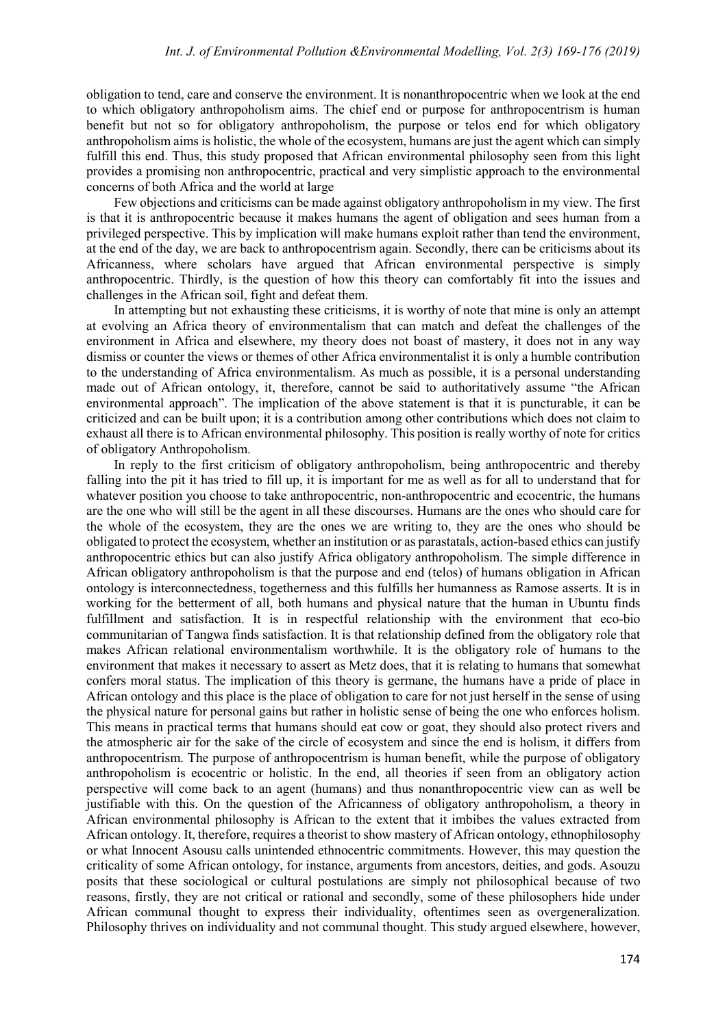obligation to tend, care and conserve the environment. It is nonanthropocentric when we look at the end to which obligatory anthropoholism aims. The chief end or purpose for anthropocentrism is human benefit but not so for obligatory anthropoholism, the purpose or telos end for which obligatory anthropoholism aims is holistic, the whole of the ecosystem, humans are just the agent which can simply fulfill this end. Thus, this study proposed that African environmental philosophy seen from this light provides a promising non anthropocentric, practical and very simplistic approach to the environmental concerns of both Africa and the world at large

Few objections and criticisms can be made against obligatory anthropoholism in my view. The first is that it is anthropocentric because it makes humans the agent of obligation and sees human from a privileged perspective. This by implication will make humans exploit rather than tend the environment, at the end of the day, we are back to anthropocentrism again. Secondly, there can be criticisms about its Africanness, where scholars have argued that African environmental perspective is simply anthropocentric. Thirdly, is the question of how this theory can comfortably fit into the issues and challenges in the African soil, fight and defeat them.

In attempting but not exhausting these criticisms, it is worthy of note that mine is only an attempt at evolving an Africa theory of environmentalism that can match and defeat the challenges of the environment in Africa and elsewhere, my theory does not boast of mastery, it does not in any way dismiss or counter the views or themes of other Africa environmentalist it is only a humble contribution to the understanding of Africa environmentalism. As much as possible, it is a personal understanding made out of African ontology, it, therefore, cannot be said to authoritatively assume "the African environmental approach". The implication of the above statement is that it is puncturable, it can be criticized and can be built upon; it is a contribution among other contributions which does not claim to exhaust all there is to African environmental philosophy. This position is really worthy of note for critics of obligatory Anthropoholism.

In reply to the first criticism of obligatory anthropoholism, being anthropocentric and thereby falling into the pit it has tried to fill up, it is important for me as well as for all to understand that for whatever position you choose to take anthropocentric, non-anthropocentric and ecocentric, the humans are the one who will still be the agent in all these discourses. Humans are the ones who should care for the whole of the ecosystem, they are the ones we are writing to, they are the ones who should be obligated to protect the ecosystem, whether an institution or as parastatals, action-based ethics can justify anthropocentric ethics but can also justify Africa obligatory anthropoholism. The simple difference in African obligatory anthropoholism is that the purpose and end (telos) of humans obligation in African ontology is interconnectedness, togetherness and this fulfills her humanness as Ramose asserts. It is in working for the betterment of all, both humans and physical nature that the human in Ubuntu finds fulfillment and satisfaction. It is in respectful relationship with the environment that eco-bio communitarian of Tangwa finds satisfaction. It is that relationship defined from the obligatory role that makes African relational environmentalism worthwhile. It is the obligatory role of humans to the environment that makes it necessary to assert as Metz does, that it is relating to humans that somewhat confers moral status. The implication of this theory is germane, the humans have a pride of place in African ontology and this place is the place of obligation to care for not just herself in the sense of using the physical nature for personal gains but rather in holistic sense of being the one who enforces holism. This means in practical terms that humans should eat cow or goat, they should also protect rivers and the atmospheric air for the sake of the circle of ecosystem and since the end is holism, it differs from anthropocentrism. The purpose of anthropocentrism is human benefit, while the purpose of obligatory anthropoholism is ecocentric or holistic. In the end, all theories if seen from an obligatory action perspective will come back to an agent (humans) and thus nonanthropocentric view can as well be justifiable with this. On the question of the Africanness of obligatory anthropoholism, a theory in African environmental philosophy is African to the extent that it imbibes the values extracted from African ontology. It, therefore, requires a theorist to show mastery of African ontology, ethnophilosophy or what Innocent Asousu calls unintended ethnocentric commitments. However, this may question the criticality of some African ontology, for instance, arguments from ancestors, deities, and gods. Asouzu posits that these sociological or cultural postulations are simply not philosophical because of two reasons, firstly, they are not critical or rational and secondly, some of these philosophers hide under African communal thought to express their individuality, oftentimes seen as overgeneralization. Philosophy thrives on individuality and not communal thought. This study argued elsewhere, however,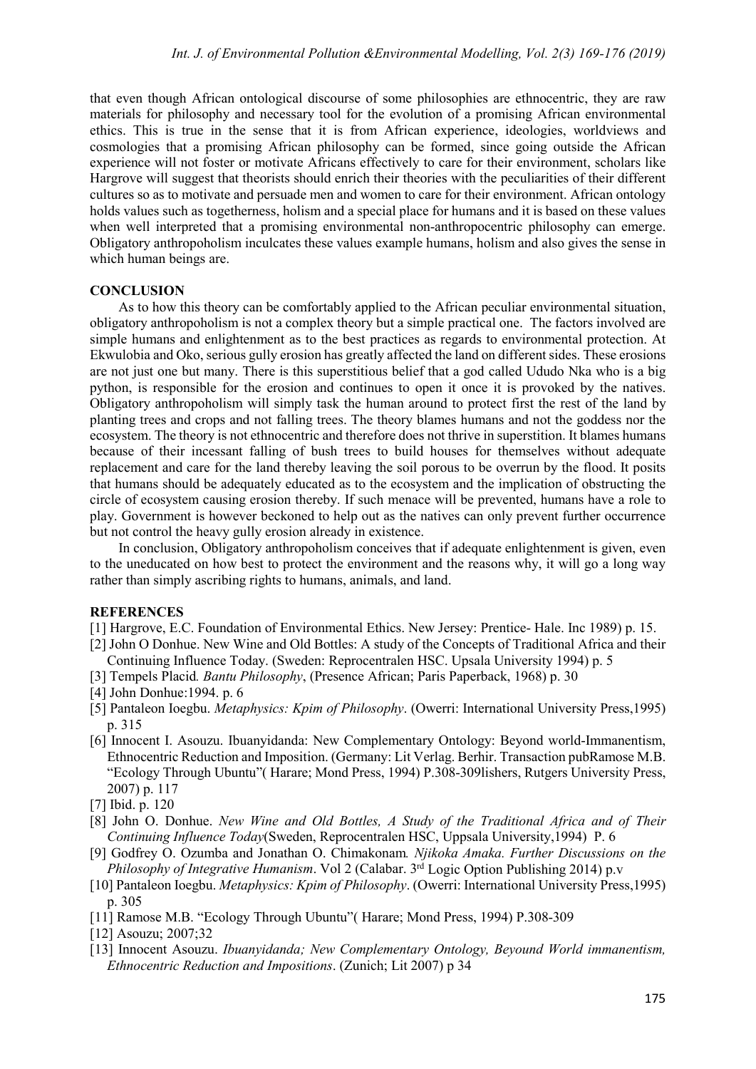that even though African ontological discourse of some philosophies are ethnocentric, they are raw materials for philosophy and necessary tool for the evolution of a promising African environmental ethics. This is true in the sense that it is from African experience, ideologies, worldviews and cosmologies that a promising African philosophy can be formed, since going outside the African experience will not foster or motivate Africans effectively to care for their environment, scholars like Hargrove will suggest that theorists should enrich their theories with the peculiarities of their different cultures so as to motivate and persuade men and women to care for their environment. African ontology holds values such as togetherness, holism and a special place for humans and it is based on these values when well interpreted that a promising environmental non-anthropocentric philosophy can emerge. Obligatory anthropoholism inculcates these values example humans, holism and also gives the sense in which human beings are.

## CONCLUSION

As to how this theory can be comfortably applied to the African peculiar environmental situation, obligatory anthropoholism is not a complex theory but a simple practical one. The factors involved are simple humans and enlightenment as to the best practices as regards to environmental protection. At Ekwulobia and Oko, serious gully erosion has greatly affected the land on different sides. These erosions are not just one but many. There is this superstitious belief that a god called Ududo Nka who is a big python, is responsible for the erosion and continues to open it once it is provoked by the natives. Obligatory anthropoholism will simply task the human around to protect first the rest of the land by planting trees and crops and not falling trees. The theory blames humans and not the goddess nor the ecosystem. The theory is not ethnocentric and therefore does not thrive in superstition. It blames humans because of their incessant falling of bush trees to build houses for themselves without adequate replacement and care for the land thereby leaving the soil porous to be overrun by the flood. It posits that humans should be adequately educated as to the ecosystem and the implication of obstructing the circle of ecosystem causing erosion thereby. If such menace will be prevented, humans have a role to play. Government is however beckoned to help out as the natives can only prevent further occurrence but not control the heavy gully erosion already in existence.

In conclusion, Obligatory anthropoholism conceives that if adequate enlightenment is given, even to the uneducated on how best to protect the environment and the reasons why, it will go a long way rather than simply ascribing rights to humans, animals, and land.

## REFERENCES

[1] Hargrove, E.C. Foundation of Environmental Ethics. New Jersey: Prentice- Hale. Inc 1989) p. 15.

[2] John O Donhue. New Wine and Old Bottles: A study of the Concepts of Traditional Africa and their Continuing Influence Today. (Sweden: Reprocentralen HSC. Upsala University 1994) p. 5

[3] Tempels Placid*. Bantu Philosophy*, (Presence African; Paris Paperback, 1968) p. 30

[4] John Donhue:1994. p. 6

[5] Pantaleon Ioegbu. *Metaphysics: Kpim of Philosophy*. (Owerri: International University Press,1995) p. 315

[6] Innocent I. Asouzu. Ibuanyidanda: New Complementary Ontology: Beyond world-Immanentism, Ethnocentric Reduction and Imposition. (Germany: Lit Verlag. Berhir. Transaction pubRamose M.B. "Ecology Through Ubuntu"( Harare; Mond Press, 1994) P.308-309lishers, Rutgers University Press, 2007) p. 117

[7] Ibid. p. 120

[8] John O. Donhue. *New Wine and Old Bottles, A Study of the Traditional Africa and of Their Continuing Influence Today*(Sweden, Reprocentralen HSC, Uppsala University,1994) P. 6

[9] Godfrey O. Ozumba and Jonathan O. Chimakonam*. Njikoka Amaka. Further Discussions on the Philosophy of Integrative Humanism*. Vol 2 (Calabar. 3rd Logic Option Publishing 2014) p.v

[10] Pantaleon Ioegbu. *Metaphysics: Kpim of Philosophy*. (Owerri: International University Press,1995) p. 305

[11] Ramose M.B. "Ecology Through Ubuntu"( Harare; Mond Press, 1994) P.308-309

[12] Asouzu; 2007;32

[13] Innocent Asouzu. *Ibuanyidanda; New Complementary Ontology, Beyound World immanentism, Ethnocentric Reduction and Impositions*. (Zunich; Lit 2007) p 34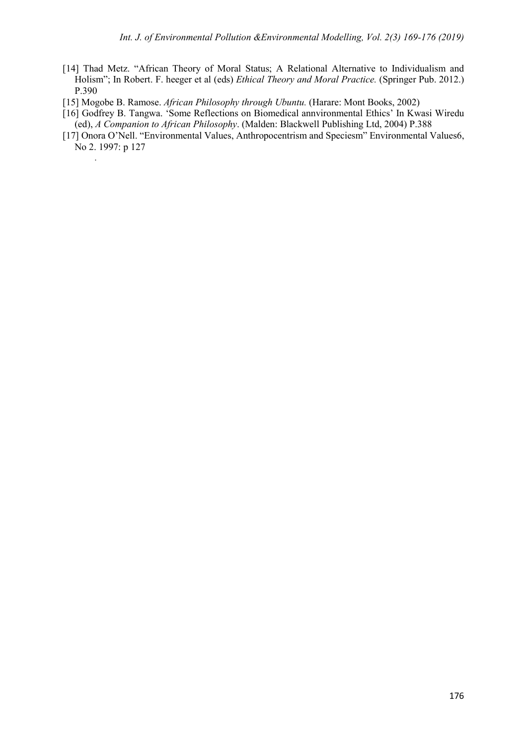[14] Thad Metz. "African Theory of Moral Status; A Relational Alternative to Individualism and Holism"; In Robert. F. heeger et al (eds) *Ethical Theory and Moral Practice.* (Springer Pub. 2012.) P.390

[15] Mogobe B. Ramose. *African Philosophy through Ubuntu.* (Harare: Mont Books, 2002)

[16] Godfrey B. Tangwa. 'Some Reflections on Biomedical annvironmental Ethics' In Kwasi Wiredu (ed), *A Companion to African Philosophy*. (Malden: Blackwell Publishing Ltd, 2004) P.388

[17] Onora O'Nell. "Environmental Values, Anthropocentrism and Speciesm" Environmental Values6, No 2. 1997: p 127